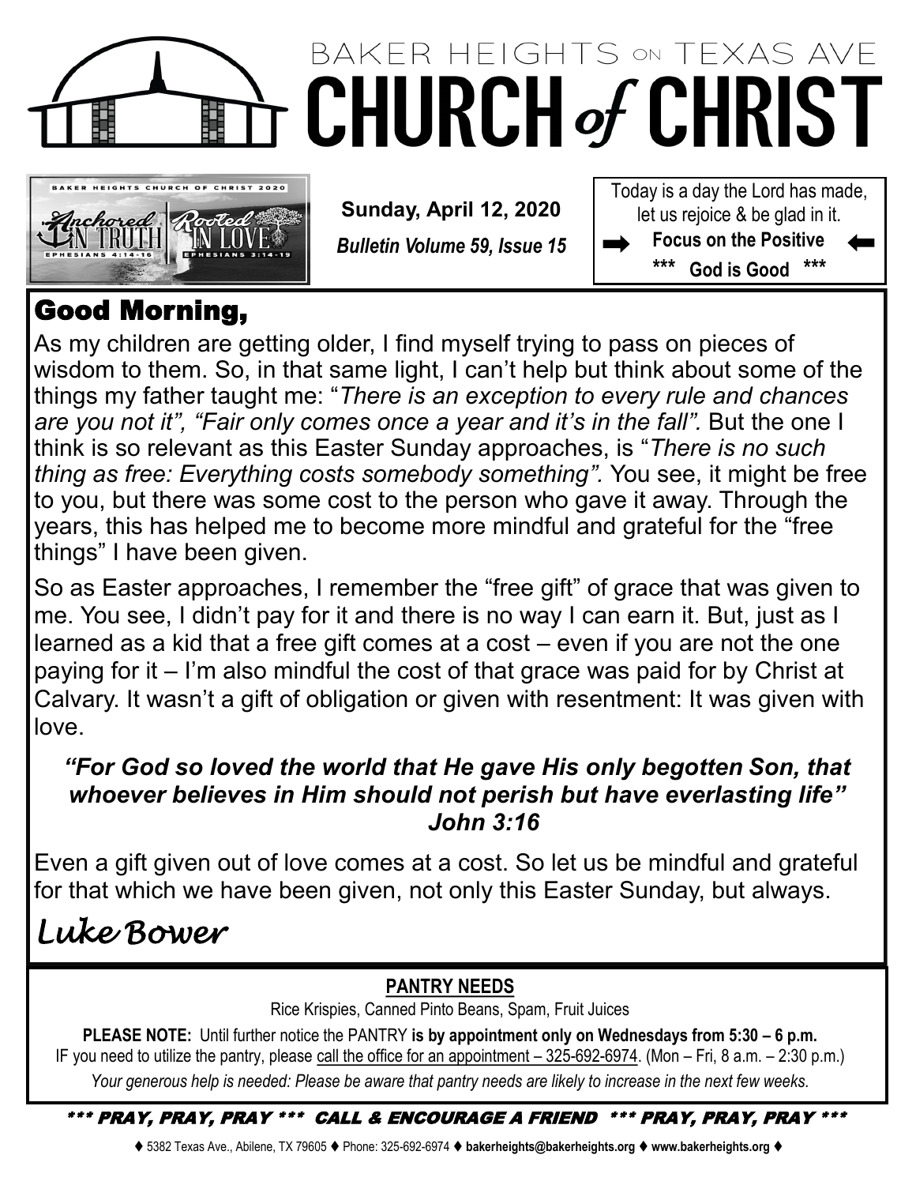# BAKER HEIGHTS ON TEXAS AVE CHURCH *of* CHRIST

BAKER HEIGHTS CHURCH OF CHRIST 2020 — Anchored IN TRUTH (EPHESIANS 4:14-16) — Rooted IN LOVE (EPHESIANS 3:14-19)

**Sunday, April 12, 2020**

***Bulletin Volume 59, Issue 15***

Today is a day the Lord has made, let us rejoice & be glad in it.

➡ **Focus on the Positive** ⬅

**\*\*\* God is Good \*\*\***

## Good Morning,

As my children are getting older, I find myself trying to pass on pieces of wisdom to them. So, in that same light, I can't help but think about some of the things my father taught me: "*There is an exception to every rule and chances are you not it", "Fair only comes once a year and it's in the fall".* But the one I think is so relevant as this Easter Sunday approaches, is "*There is no such thing as free: Everything costs somebody something".* You see, it might be free to you, but there was some cost to the person who gave it away. Through the years, this has helped me to become more mindful and grateful for the "free things" I have been given.

So as Easter approaches, I remember the "free gift" of grace that was given to me. You see, I didn't pay for it and there is no way I can earn it. But, just as I learned as a kid that a free gift comes at a cost – even if you are not the one paying for it – I'm also mindful the cost of that grace was paid for by Christ at Calvary. It wasn't a gift of obligation or given with resentment: It was given with love.

***"For God so loved the world that He gave His only begotten Son, that whoever believes in Him should not perish but have everlasting life" John 3:16***

Even a gift given out of love comes at a cost. So let us be mindful and grateful for that which we have been given, not only this Easter Sunday, but always.

*Luke Bower*

**PANTRY NEEDS**

Rice Krispies, Canned Pinto Beans, Spam, Fruit Juices

**PLEASE NOTE:** Until further notice the PANTRY **is by appointment only on Wednesdays from 5:30 – 6 p.m.** IF you need to utilize the pantry, please call the office for an appointment – 325-692-6974. (Mon – Fri, 8 a.m. – 2:30 p.m.)

*Your generous help is needed: Please be aware that pantry needs are likely to increase in the next few weeks.*

**\*\*\* PRAY, PRAY, PRAY \*\*\* CALL & ENCOURAGE A FRIEND \*\*\* PRAY, PRAY, PRAY \*\*\***

♦ 5382 Texas Ave., Abilene, TX 79605 ♦ Phone: 325-692-6974 ♦ **bakerheights@bakerheights.org** ♦ **www.bakerheights.org** ♦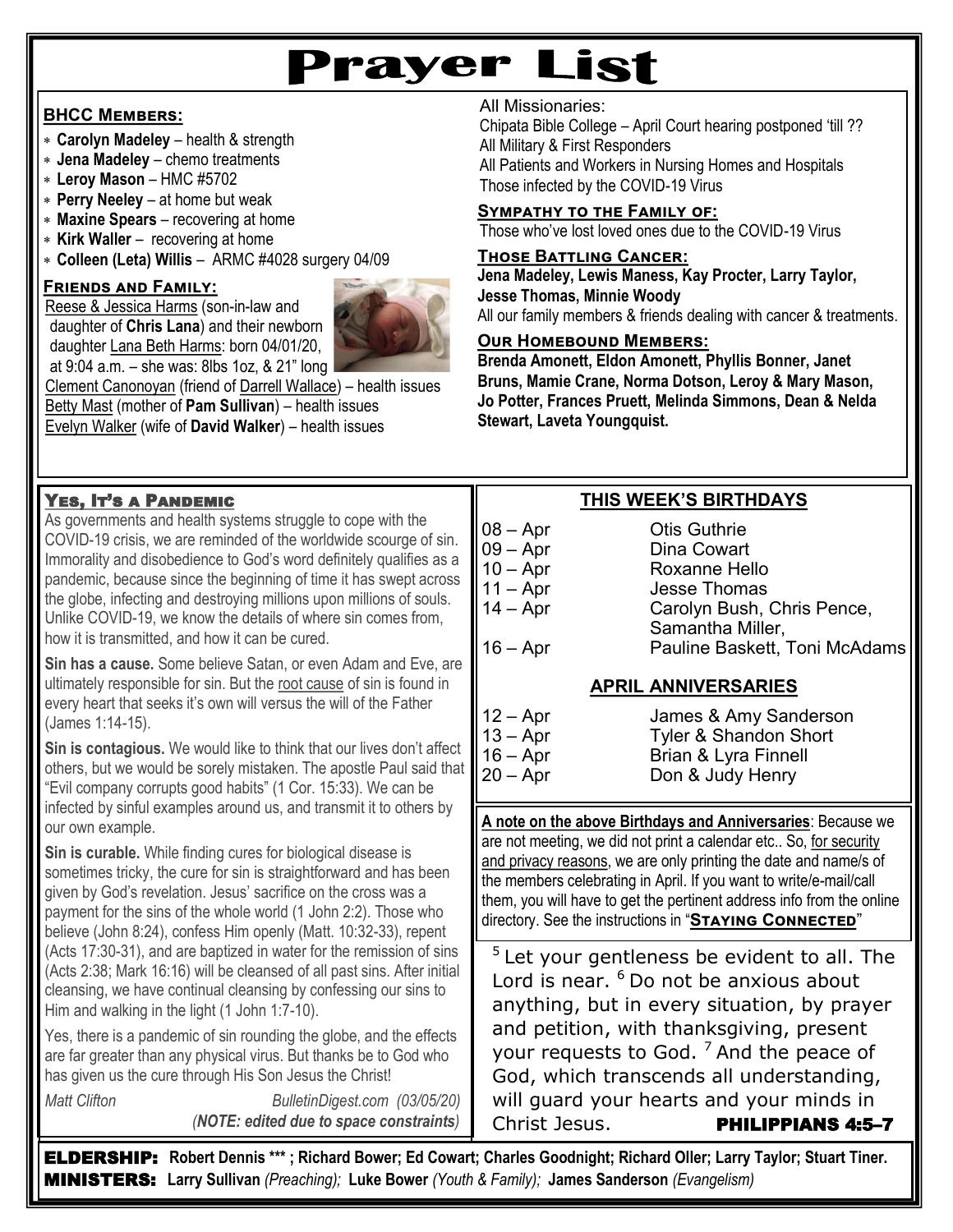# Prayer List

## BHCC Members:

- **Carolyn Madeley** – health & strength
- **Jena Madeley** – chemo treatments
- **Leroy Mason** – HMC #5702
- **Perry Neeley** – at home but weak
- **Maxine Spears** – recovering at home
- **Kirk Waller** – recovering at home
- **Colleen (Leta) Willis** – ARMC #4028 surgery 04/09

## Friends and Family:

Reese & Jessica Harms (son-in-law and daughter of **Chris Lana**) and their newborn daughter Lana Beth Harms: born 04/01/20, at 9:04 a.m. – she was: 8lbs 1oz, & 21" long

Clement Canonoyan (friend of Darrell Wallace) – health issues

Betty Mast (mother of **Pam Sullivan**) – health issues

Evelyn Walker (wife of **David Walker**) – health issues

All Missionaries:

Chipata Bible College – April Court hearing postponed 'till ??

All Military & First Responders

All Patients and Workers in Nursing Homes and Hospitals

Those infected by the COVID-19 Virus

## Sympathy to the Family of:

Those who've lost loved ones due to the COVID-19 Virus

## Those Battling Cancer:

**Jena Madeley, Lewis Maness, Kay Procter, Larry Taylor, Jesse Thomas, Minnie Woody**

All our family members & friends dealing with cancer & treatments.

## Our Homebound Members:

**Brenda Amonett, Eldon Amonett, Phyllis Bonner, Janet Bruns, Mamie Crane, Norma Dotson, Leroy & Mary Mason, Jo Potter, Frances Pruett, Melinda Simmons, Dean & Nelda Stewart, Laveta Youngquist.**

## Yes, It's a Pandemic

As governments and health systems struggle to cope with the COVID-19 crisis, we are reminded of the worldwide scourge of sin. Immorality and disobedience to God's word definitely qualifies as a pandemic, because since the beginning of time it has swept across the globe, infecting and destroying millions upon millions of souls. Unlike COVID-19, we know the details of where sin comes from, how it is transmitted, and how it can be cured.

**Sin has a cause.** Some believe Satan, or even Adam and Eve, are ultimately responsible for sin. But the root cause of sin is found in every heart that seeks it's own will versus the will of the Father (James 1:14-15).

**Sin is contagious.** We would like to think that our lives don't affect others, but we would be sorely mistaken. The apostle Paul said that "Evil company corrupts good habits" (1 Cor. 15:33). We can be infected by sinful examples around us, and transmit it to others by our own example.

**Sin is curable.** While finding cures for biological disease is sometimes tricky, the cure for sin is straightforward and has been given by God's revelation. Jesus' sacrifice on the cross was a payment for the sins of the whole world (1 John 2:2). Those who believe (John 8:24), confess Him openly (Matt. 10:32-33), repent (Acts 17:30-31), and are baptized in water for the remission of sins (Acts 2:38; Mark 16:16) will be cleansed of all past sins. After initial cleansing, we have continual cleansing by confessing our sins to Him and walking in the light (1 John 1:7-10).

Yes, there is a pandemic of sin rounding the globe, and the effects are far greater than any physical virus. But thanks be to God who has given us the cure through His Son Jesus the Christ!

*Matt Clifton* — *BulletinDigest.com (03/05/20)*

*(**NOTE: edited due to space constraints**)*

## This Week's Birthdays

| | |
|---|---|
| 08 – Apr | Otis Guthrie |
| 09 – Apr | Dina Cowart |
| 10 – Apr | Roxanne Hello |
| 11 – Apr | Jesse Thomas |
| 14 – Apr | Carolyn Bush, Chris Pence, Samantha Miller, |
| 16 – Apr | Pauline Baskett, Toni McAdams |

## April Anniversaries

| | |
|---|---|
| 12 – Apr | James & Amy Sanderson |
| 13 – Apr | Tyler & Shandon Short |
| 16 – Apr | Brian & Lyra Finnell |
| 20 – Apr | Don & Judy Henry |

**A note on the above Birthdays and Anniversaries**: Because we are not meeting, we did not print a calendar etc.. So, for security and privacy reasons, we are only printing the date and name/s of the members celebrating in April. If you want to write/e-mail/call them, you will have to get the pertinent address info from the online directory. See the instructions in "**Staying Connected**"

[5] Let your gentleness be evident to all. The Lord is near. [6] Do not be anxious about anything, but in every situation, by prayer and petition, with thanksgiving, present your requests to God. [7] And the peace of God, which transcends all understanding, will guard your hearts and your minds in Christ Jesus. **PHILIPPIANS 4:5–7**

**ELDERSHIP:** **Robert Dennis \*\*\* ; Richard Bower; Ed Cowart; Charles Goodnight; Richard Oller; Larry Taylor; Stuart Tiner.**

**MINISTERS:** **Larry Sullivan** *(Preaching);* **Luke Bower** *(Youth & Family);* **James Sanderson** *(Evangelism)*